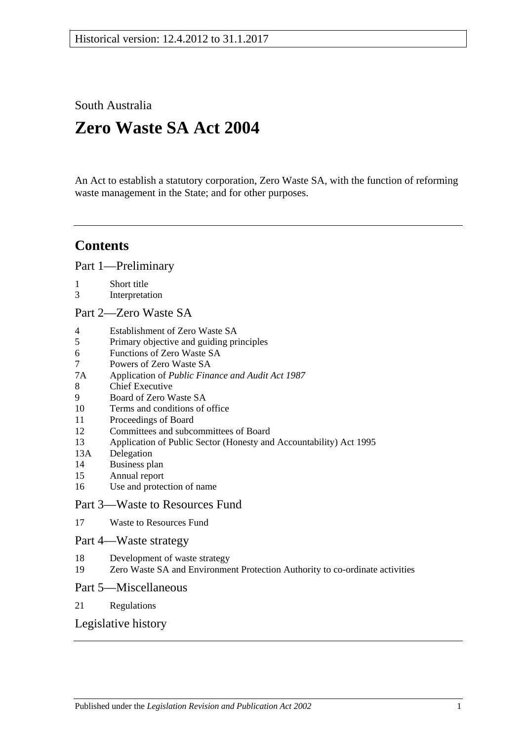Historical version: 12.4.2012 to 31.1.2017

South Australia

# Zero Waste SA Act 2004

An Act to establish a statutory corporation, Zero Waste SA, with the function of reforming waste management in the State; and for other purposes.

## Contents

Part 1—Preliminary

1 Short title
3 Interpretation

Part 2—Zero Waste SA

4 Establishment of Zero Waste SA
5 Primary objective and guiding principles
6 Functions of Zero Waste SA
7 Powers of Zero Waste SA
7A Application of *Public Finance and Audit Act 1987*
8 Chief Executive
9 Board of Zero Waste SA
10 Terms and conditions of office
11 Proceedings of Board
12 Committees and subcommittees of Board
13 Application of Public Sector (Honesty and Accountability) Act 1995
13A Delegation
14 Business plan
15 Annual report
16 Use and protection of name

Part 3—Waste to Resources Fund

17 Waste to Resources Fund

Part 4—Waste strategy

18 Development of waste strategy
19 Zero Waste SA and Environment Protection Authority to co-ordinate activities

Part 5—Miscellaneous

21 Regulations

Legislative history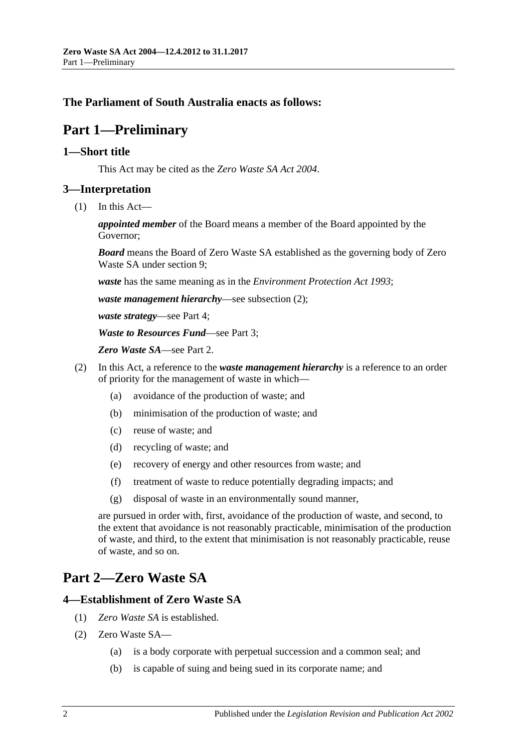**The Parliament of South Australia enacts as follows:**

# Part 1—Preliminary

## 1—Short title

This Act may be cited as the *Zero Waste SA Act 2004*.

## 3—Interpretation

(1) In this Act—

***appointed member*** of the Board means a member of the Board appointed by the Governor;

***Board*** means the Board of Zero Waste SA established as the governing body of Zero Waste SA under section 9;

***waste*** has the same meaning as in the *Environment Protection Act 1993*;

***waste management hierarchy***—see subsection (2);

***waste strategy***—see Part 4;

***Waste to Resources Fund***—see Part 3;

***Zero Waste SA***—see Part 2.

(2) In this Act, a reference to the ***waste management hierarchy*** is a reference to an order of priority for the management of waste in which—

- (a) avoidance of the production of waste; and
- (b) minimisation of the production of waste; and
- (c) reuse of waste; and
- (d) recycling of waste; and
- (e) recovery of energy and other resources from waste; and
- (f) treatment of waste to reduce potentially degrading impacts; and
- (g) disposal of waste in an environmentally sound manner,

are pursued in order with, first, avoidance of the production of waste, and second, to the extent that avoidance is not reasonably practicable, minimisation of the production of waste, and third, to the extent that minimisation is not reasonably practicable, reuse of waste, and so on.

# Part 2—Zero Waste SA

## 4—Establishment of Zero Waste SA

(1) *Zero Waste SA* is established.

(2) Zero Waste SA—

- (a) is a body corporate with perpetual succession and a common seal; and
- (b) is capable of suing and being sued in its corporate name; and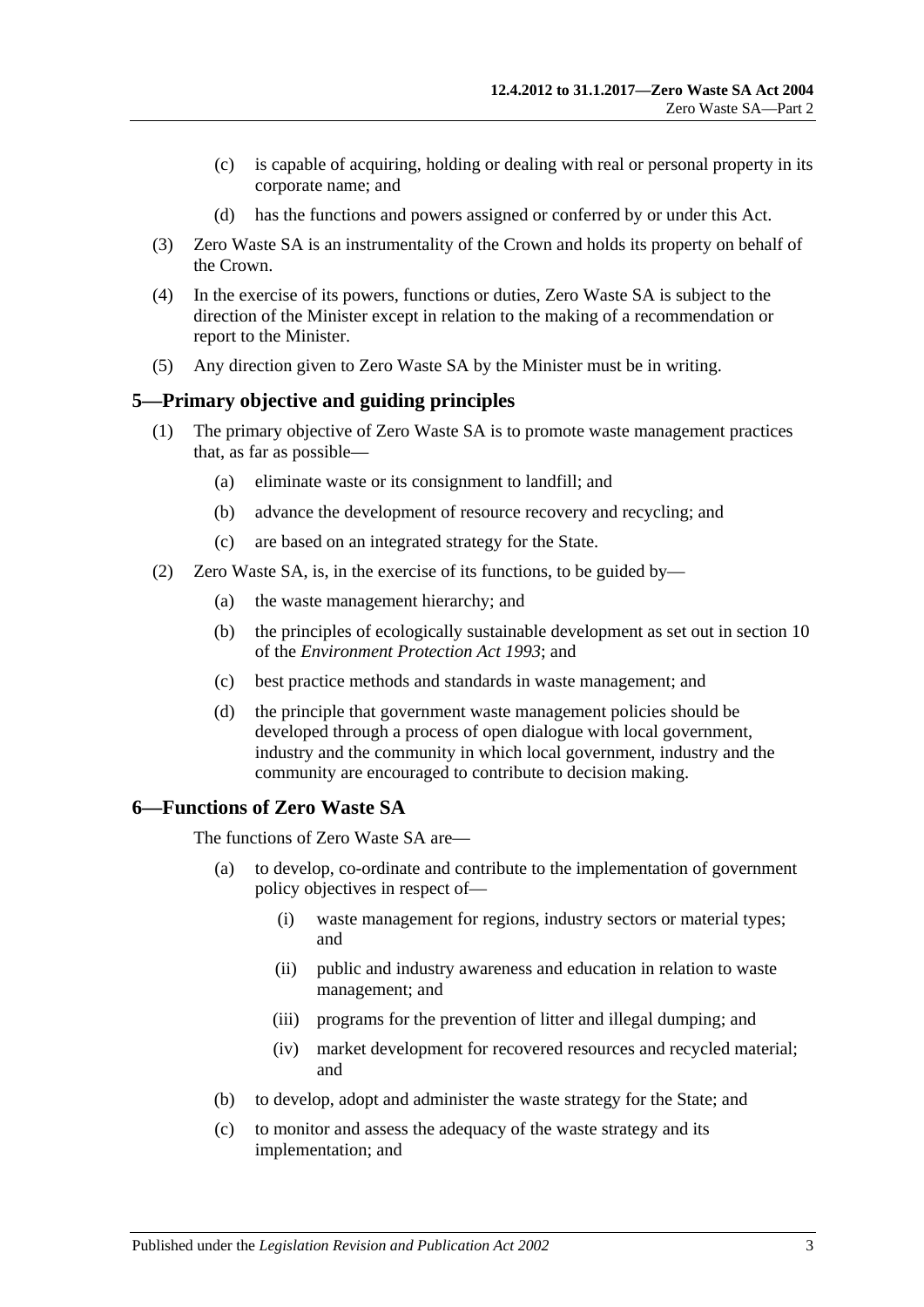(c) is capable of acquiring, holding or dealing with real or personal property in its corporate name; and

(d) has the functions and powers assigned or conferred by or under this Act.

(3) Zero Waste SA is an instrumentality of the Crown and holds its property on behalf of the Crown.

(4) In the exercise of its powers, functions or duties, Zero Waste SA is subject to the direction of the Minister except in relation to the making of a recommendation or report to the Minister.

(5) Any direction given to Zero Waste SA by the Minister must be in writing.

## 5—Primary objective and guiding principles

(1) The primary objective of Zero Waste SA is to promote waste management practices that, as far as possible—

(a) eliminate waste or its consignment to landfill; and

(b) advance the development of resource recovery and recycling; and

(c) are based on an integrated strategy for the State.

(2) Zero Waste SA, is, in the exercise of its functions, to be guided by—

(a) the waste management hierarchy; and

(b) the principles of ecologically sustainable development as set out in section 10 of the *Environment Protection Act 1993*; and

(c) best practice methods and standards in waste management; and

(d) the principle that government waste management policies should be developed through a process of open dialogue with local government, industry and the community in which local government, industry and the community are encouraged to contribute to decision making.

## 6—Functions of Zero Waste SA

The functions of Zero Waste SA are—

(a) to develop, co-ordinate and contribute to the implementation of government policy objectives in respect of—

(i) waste management for regions, industry sectors or material types; and

(ii) public and industry awareness and education in relation to waste management; and

(iii) programs for the prevention of litter and illegal dumping; and

(iv) market development for recovered resources and recycled material; and

(b) to develop, adopt and administer the waste strategy for the State; and

(c) to monitor and assess the adequacy of the waste strategy and its implementation; and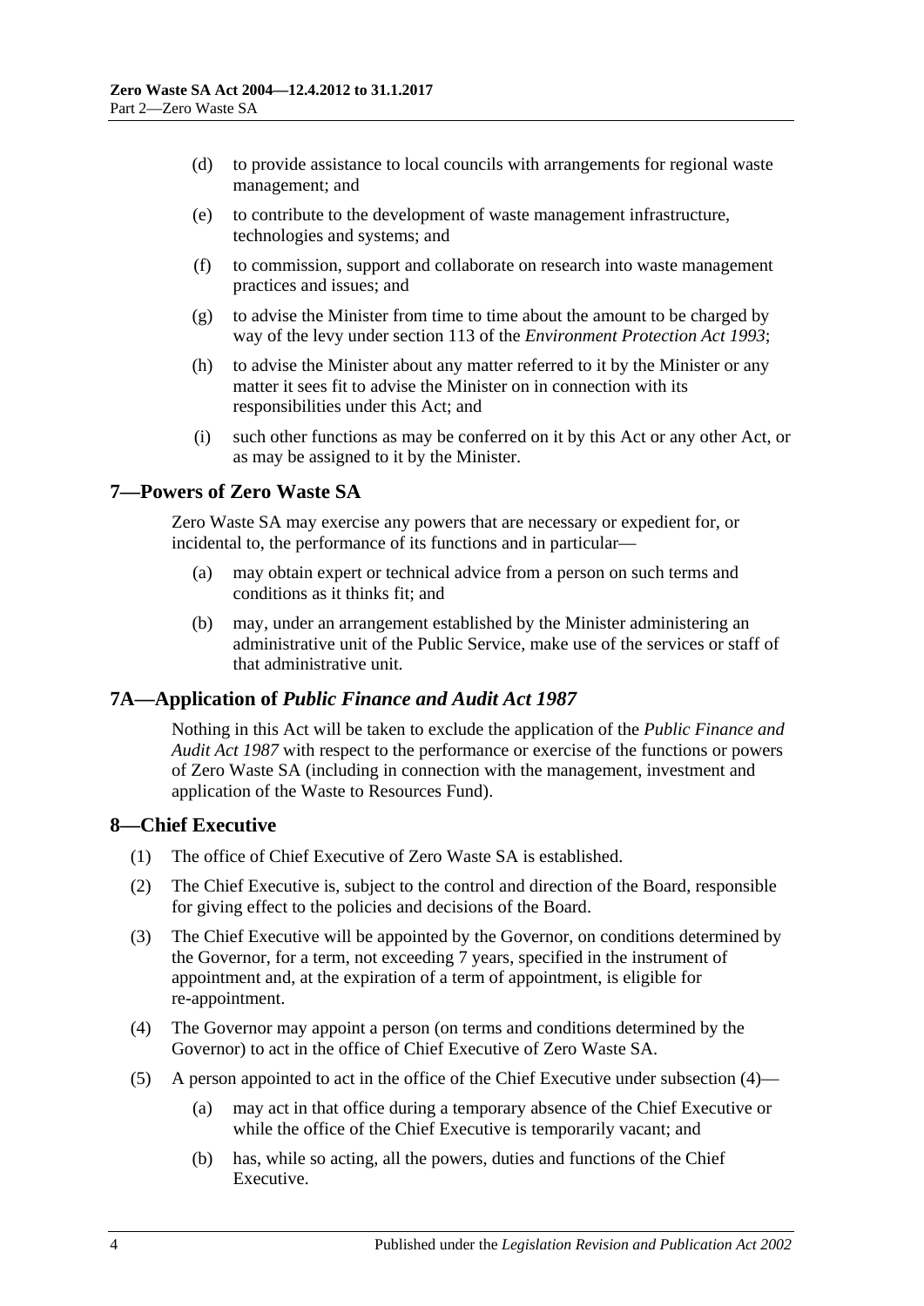(d) to provide assistance to local councils with arrangements for regional waste management; and

(e) to contribute to the development of waste management infrastructure, technologies and systems; and

(f) to commission, support and collaborate on research into waste management practices and issues; and

(g) to advise the Minister from time to time about the amount to be charged by way of the levy under section 113 of the *Environment Protection Act 1993*;

(h) to advise the Minister about any matter referred to it by the Minister or any matter it sees fit to advise the Minister on in connection with its responsibilities under this Act; and

(i) such other functions as may be conferred on it by this Act or any other Act, or as may be assigned to it by the Minister.

## 7—Powers of Zero Waste SA

Zero Waste SA may exercise any powers that are necessary or expedient for, or incidental to, the performance of its functions and in particular—

(a) may obtain expert or technical advice from a person on such terms and conditions as it thinks fit; and

(b) may, under an arrangement established by the Minister administering an administrative unit of the Public Service, make use of the services or staff of that administrative unit.

## 7A—Application of *Public Finance and Audit Act 1987*

Nothing in this Act will be taken to exclude the application of the *Public Finance and Audit Act 1987* with respect to the performance or exercise of the functions or powers of Zero Waste SA (including in connection with the management, investment and application of the Waste to Resources Fund).

## 8—Chief Executive

(1) The office of Chief Executive of Zero Waste SA is established.

(2) The Chief Executive is, subject to the control and direction of the Board, responsible for giving effect to the policies and decisions of the Board.

(3) The Chief Executive will be appointed by the Governor, on conditions determined by the Governor, for a term, not exceeding 7 years, specified in the instrument of appointment and, at the expiration of a term of appointment, is eligible for re-appointment.

(4) The Governor may appoint a person (on terms and conditions determined by the Governor) to act in the office of Chief Executive of Zero Waste SA.

(5) A person appointed to act in the office of the Chief Executive under subsection (4)—

(a) may act in that office during a temporary absence of the Chief Executive or while the office of the Chief Executive is temporarily vacant; and

(b) has, while so acting, all the powers, duties and functions of the Chief Executive.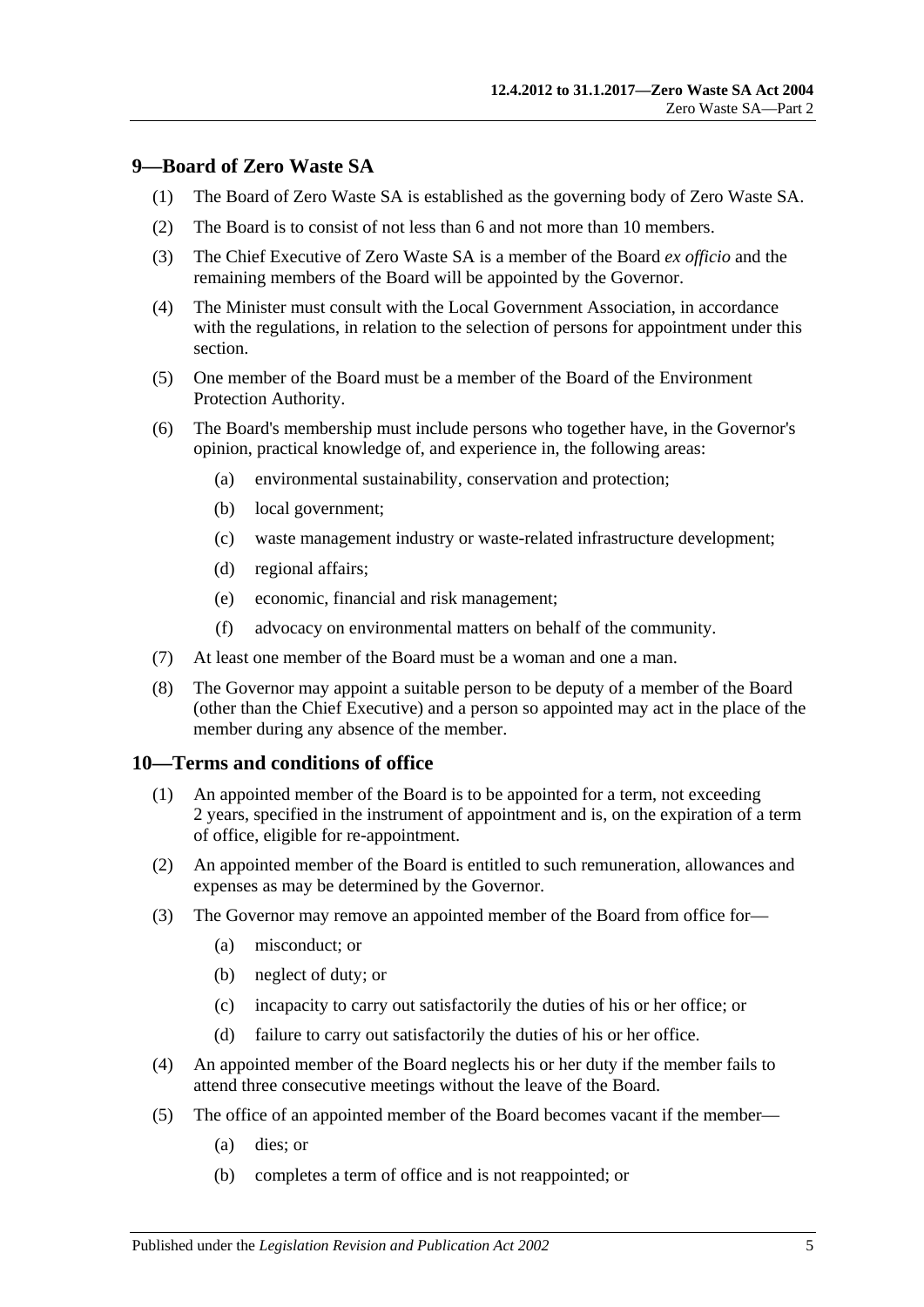## 9—Board of Zero Waste SA

(1) The Board of Zero Waste SA is established as the governing body of Zero Waste SA.

(2) The Board is to consist of not less than 6 and not more than 10 members.

(3) The Chief Executive of Zero Waste SA is a member of the Board *ex officio* and the remaining members of the Board will be appointed by the Governor.

(4) The Minister must consult with the Local Government Association, in accordance with the regulations, in relation to the selection of persons for appointment under this section.

(5) One member of the Board must be a member of the Board of the Environment Protection Authority.

(6) The Board's membership must include persons who together have, in the Governor's opinion, practical knowledge of, and experience in, the following areas:

- (a) environmental sustainability, conservation and protection;
- (b) local government;
- (c) waste management industry or waste-related infrastructure development;
- (d) regional affairs;
- (e) economic, financial and risk management;
- (f) advocacy on environmental matters on behalf of the community.

(7) At least one member of the Board must be a woman and one a man.

(8) The Governor may appoint a suitable person to be deputy of a member of the Board (other than the Chief Executive) and a person so appointed may act in the place of the member during any absence of the member.

## 10—Terms and conditions of office

(1) An appointed member of the Board is to be appointed for a term, not exceeding 2 years, specified in the instrument of appointment and is, on the expiration of a term of office, eligible for re-appointment.

(2) An appointed member of the Board is entitled to such remuneration, allowances and expenses as may be determined by the Governor.

(3) The Governor may remove an appointed member of the Board from office for—

- (a) misconduct; or
- (b) neglect of duty; or
- (c) incapacity to carry out satisfactorily the duties of his or her office; or
- (d) failure to carry out satisfactorily the duties of his or her office.

(4) An appointed member of the Board neglects his or her duty if the member fails to attend three consecutive meetings without the leave of the Board.

(5) The office of an appointed member of the Board becomes vacant if the member—

- (a) dies; or
- (b) completes a term of office and is not reappointed; or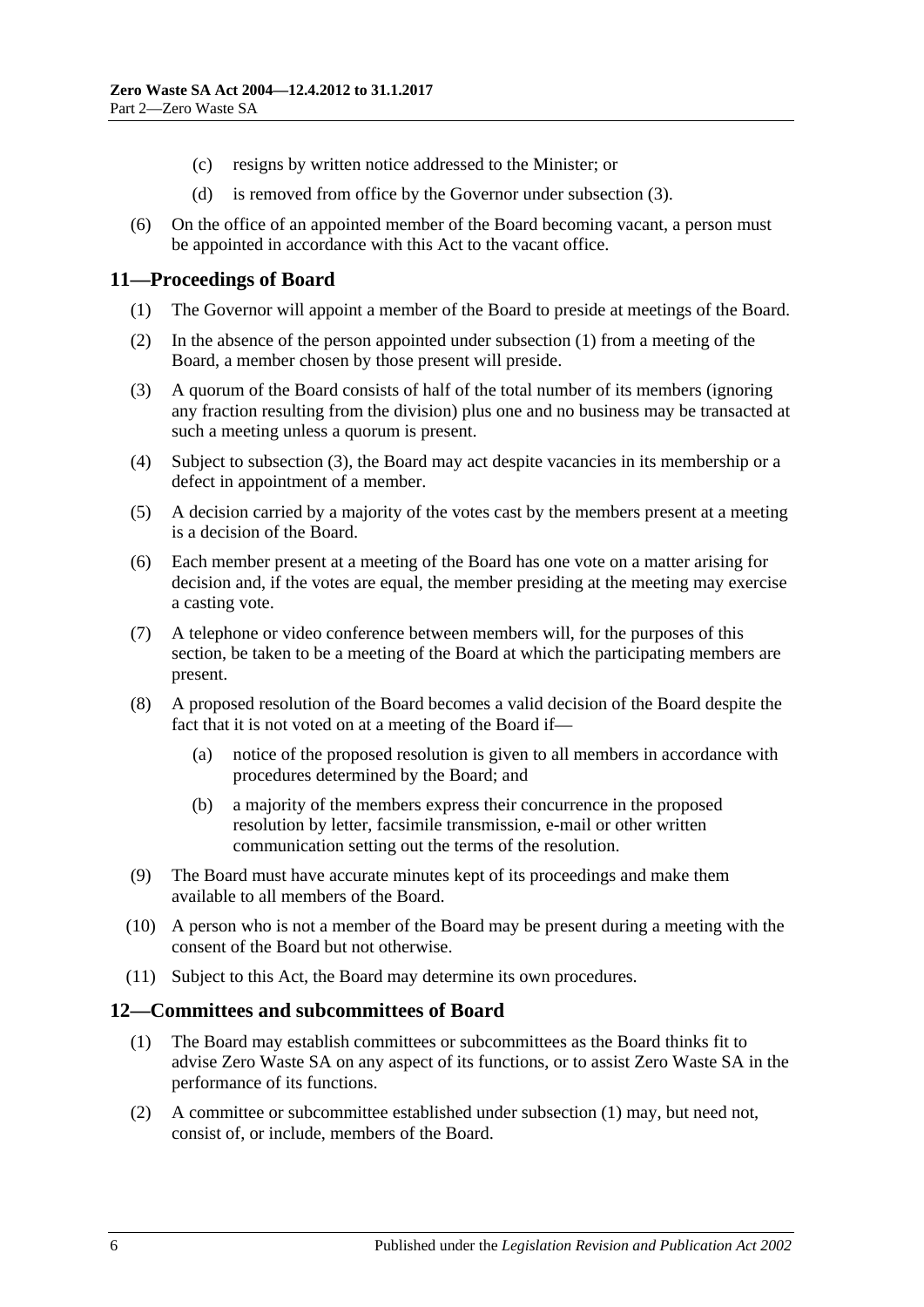(c) resigns by written notice addressed to the Minister; or

(d) is removed from office by the Governor under subsection (3).

(6) On the office of an appointed member of the Board becoming vacant, a person must be appointed in accordance with this Act to the vacant office.

## 11—Proceedings of Board

(1) The Governor will appoint a member of the Board to preside at meetings of the Board.

(2) In the absence of the person appointed under subsection (1) from a meeting of the Board, a member chosen by those present will preside.

(3) A quorum of the Board consists of half of the total number of its members (ignoring any fraction resulting from the division) plus one and no business may be transacted at such a meeting unless a quorum is present.

(4) Subject to subsection (3), the Board may act despite vacancies in its membership or a defect in appointment of a member.

(5) A decision carried by a majority of the votes cast by the members present at a meeting is a decision of the Board.

(6) Each member present at a meeting of the Board has one vote on a matter arising for decision and, if the votes are equal, the member presiding at the meeting may exercise a casting vote.

(7) A telephone or video conference between members will, for the purposes of this section, be taken to be a meeting of the Board at which the participating members are present.

(8) A proposed resolution of the Board becomes a valid decision of the Board despite the fact that it is not voted on at a meeting of the Board if—

(a) notice of the proposed resolution is given to all members in accordance with procedures determined by the Board; and

(b) a majority of the members express their concurrence in the proposed resolution by letter, facsimile transmission, e-mail or other written communication setting out the terms of the resolution.

(9) The Board must have accurate minutes kept of its proceedings and make them available to all members of the Board.

(10) A person who is not a member of the Board may be present during a meeting with the consent of the Board but not otherwise.

(11) Subject to this Act, the Board may determine its own procedures.

## 12—Committees and subcommittees of Board

(1) The Board may establish committees or subcommittees as the Board thinks fit to advise Zero Waste SA on any aspect of its functions, or to assist Zero Waste SA in the performance of its functions.

(2) A committee or subcommittee established under subsection (1) may, but need not, consist of, or include, members of the Board.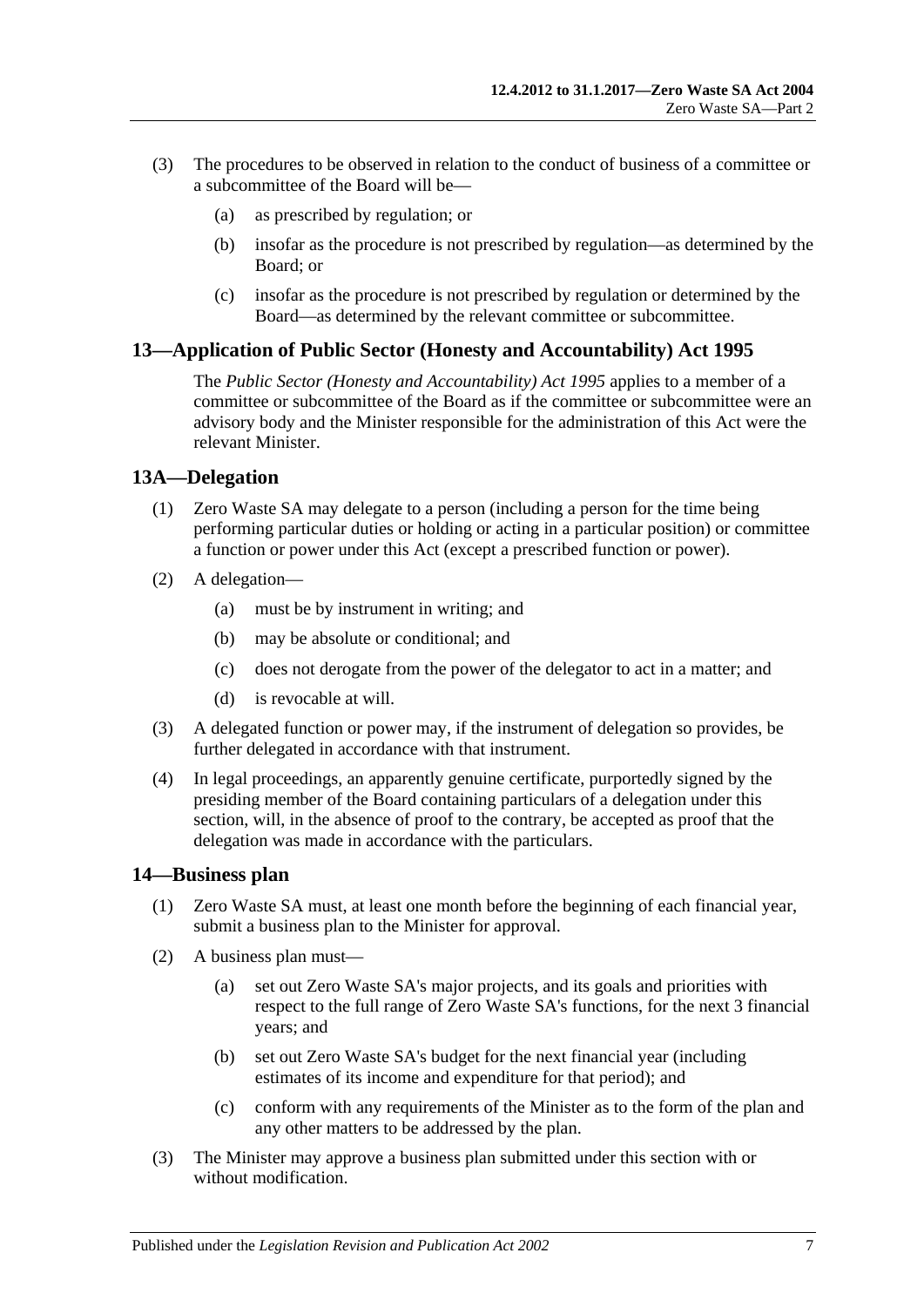(3) The procedures to be observed in relation to the conduct of business of a committee or a subcommittee of the Board will be—

(a) as prescribed by regulation; or

(b) insofar as the procedure is not prescribed by regulation—as determined by the Board; or

(c) insofar as the procedure is not prescribed by regulation or determined by the Board—as determined by the relevant committee or subcommittee.

## 13—Application of Public Sector (Honesty and Accountability) Act 1995

The *Public Sector (Honesty and Accountability) Act 1995* applies to a member of a committee or subcommittee of the Board as if the committee or subcommittee were an advisory body and the Minister responsible for the administration of this Act were the relevant Minister.

## 13A—Delegation

(1) Zero Waste SA may delegate to a person (including a person for the time being performing particular duties or holding or acting in a particular position) or committee a function or power under this Act (except a prescribed function or power).

(2) A delegation—

(a) must be by instrument in writing; and

(b) may be absolute or conditional; and

(c) does not derogate from the power of the delegator to act in a matter; and

(d) is revocable at will.

(3) A delegated function or power may, if the instrument of delegation so provides, be further delegated in accordance with that instrument.

(4) In legal proceedings, an apparently genuine certificate, purportedly signed by the presiding member of the Board containing particulars of a delegation under this section, will, in the absence of proof to the contrary, be accepted as proof that the delegation was made in accordance with the particulars.

## 14—Business plan

(1) Zero Waste SA must, at least one month before the beginning of each financial year, submit a business plan to the Minister for approval.

(2) A business plan must—

(a) set out Zero Waste SA's major projects, and its goals and priorities with respect to the full range of Zero Waste SA's functions, for the next 3 financial years; and

(b) set out Zero Waste SA's budget for the next financial year (including estimates of its income and expenditure for that period); and

(c) conform with any requirements of the Minister as to the form of the plan and any other matters to be addressed by the plan.

(3) The Minister may approve a business plan submitted under this section with or without modification.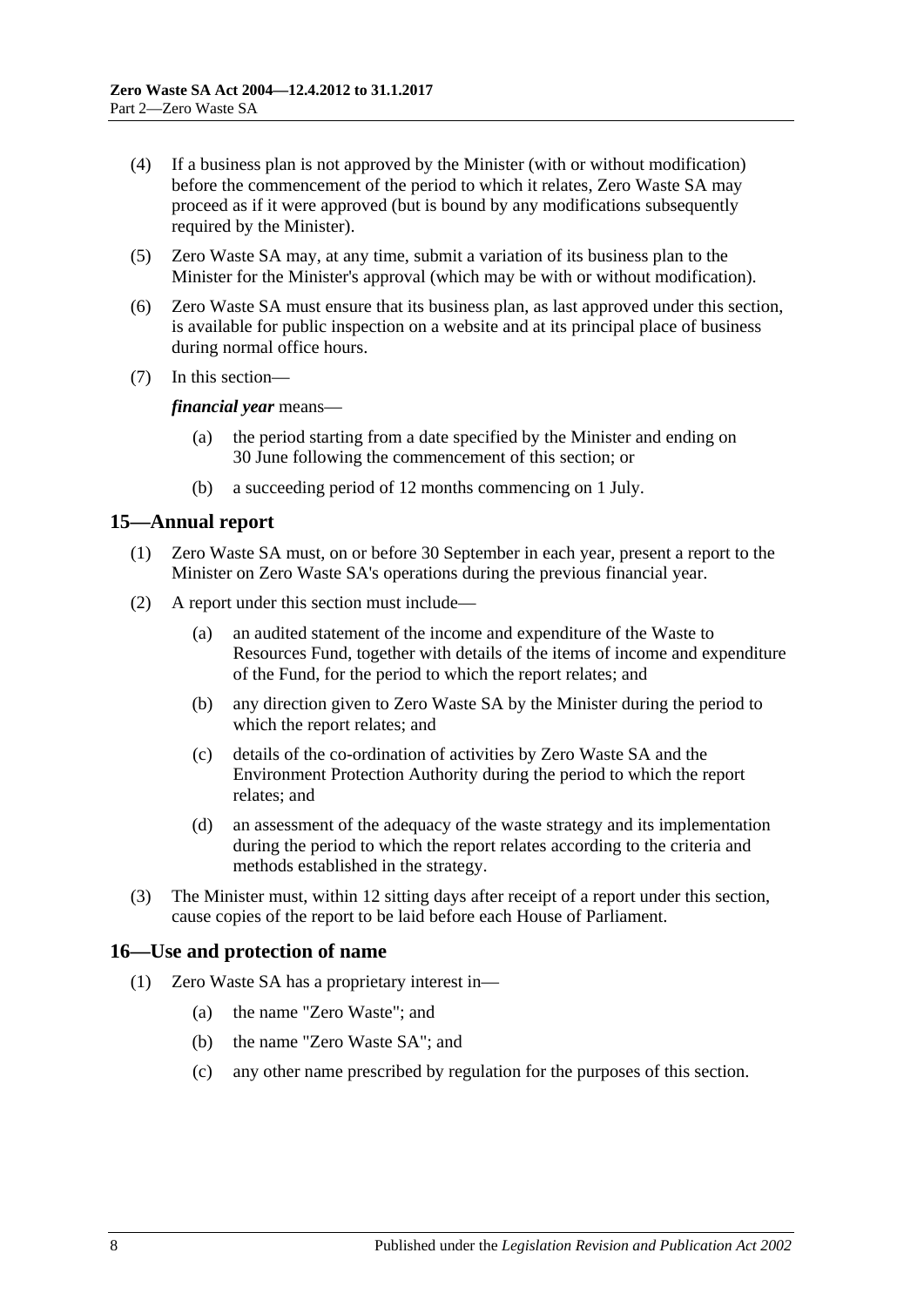(4) If a business plan is not approved by the Minister (with or without modification) before the commencement of the period to which it relates, Zero Waste SA may proceed as if it were approved (but is bound by any modifications subsequently required by the Minister).

(5) Zero Waste SA may, at any time, submit a variation of its business plan to the Minister for the Minister's approval (which may be with or without modification).

(6) Zero Waste SA must ensure that its business plan, as last approved under this section, is available for public inspection on a website and at its principal place of business during normal office hours.

(7) In this section—

***financial year*** means—

(a) the period starting from a date specified by the Minister and ending on 30 June following the commencement of this section; or

(b) a succeeding period of 12 months commencing on 1 July.

## 15—Annual report

(1) Zero Waste SA must, on or before 30 September in each year, present a report to the Minister on Zero Waste SA's operations during the previous financial year.

(2) A report under this section must include—

(a) an audited statement of the income and expenditure of the Waste to Resources Fund, together with details of the items of income and expenditure of the Fund, for the period to which the report relates; and

(b) any direction given to Zero Waste SA by the Minister during the period to which the report relates; and

(c) details of the co-ordination of activities by Zero Waste SA and the Environment Protection Authority during the period to which the report relates; and

(d) an assessment of the adequacy of the waste strategy and its implementation during the period to which the report relates according to the criteria and methods established in the strategy.

(3) The Minister must, within 12 sitting days after receipt of a report under this section, cause copies of the report to be laid before each House of Parliament.

## 16—Use and protection of name

(1) Zero Waste SA has a proprietary interest in—

(a) the name "Zero Waste"; and

(b) the name "Zero Waste SA"; and

(c) any other name prescribed by regulation for the purposes of this section.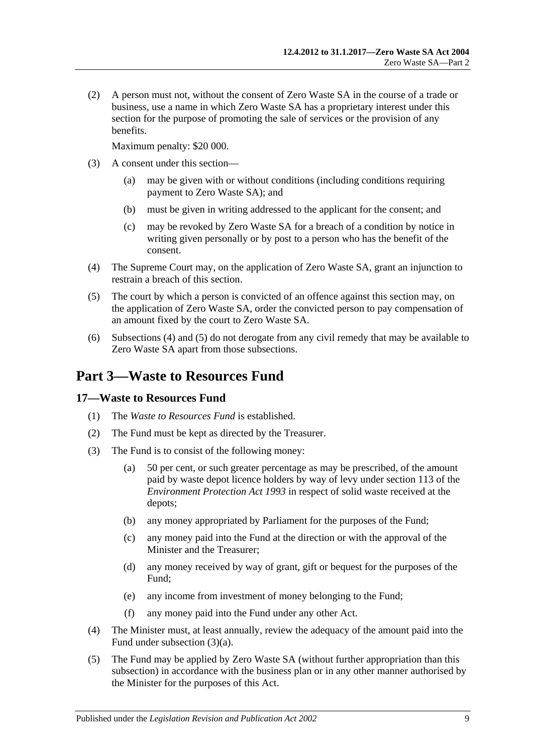(2) A person must not, without the consent of Zero Waste SA in the course of a trade or business, use a name in which Zero Waste SA has a proprietary interest under this section for the purpose of promoting the sale of services or the provision of any benefits.

Maximum penalty: $20 000.

(3) A consent under this section—

(a) may be given with or without conditions (including conditions requiring payment to Zero Waste SA); and

(b) must be given in writing addressed to the applicant for the consent; and

(c) may be revoked by Zero Waste SA for a breach of a condition by notice in writing given personally or by post to a person who has the benefit of the consent.

(4) The Supreme Court may, on the application of Zero Waste SA, grant an injunction to restrain a breach of this section.

(5) The court by which a person is convicted of an offence against this section may, on the application of Zero Waste SA, order the convicted person to pay compensation of an amount fixed by the court to Zero Waste SA.

(6) Subsections (4) and (5) do not derogate from any civil remedy that may be available to Zero Waste SA apart from those subsections.

# Part 3—Waste to Resources Fund

## 17—Waste to Resources Fund

(1) The *Waste to Resources Fund* is established.

(2) The Fund must be kept as directed by the Treasurer.

(3) The Fund is to consist of the following money:

(a) 50 per cent, or such greater percentage as may be prescribed, of the amount paid by waste depot licence holders by way of levy under section 113 of the *Environment Protection Act 1993* in respect of solid waste received at the depots;

(b) any money appropriated by Parliament for the purposes of the Fund;

(c) any money paid into the Fund at the direction or with the approval of the Minister and the Treasurer;

(d) any money received by way of grant, gift or bequest for the purposes of the Fund;

(e) any income from investment of money belonging to the Fund;

(f) any money paid into the Fund under any other Act.

(4) The Minister must, at least annually, review the adequacy of the amount paid into the Fund under subsection (3)(a).

(5) The Fund may be applied by Zero Waste SA (without further appropriation than this subsection) in accordance with the business plan or in any other manner authorised by the Minister for the purposes of this Act.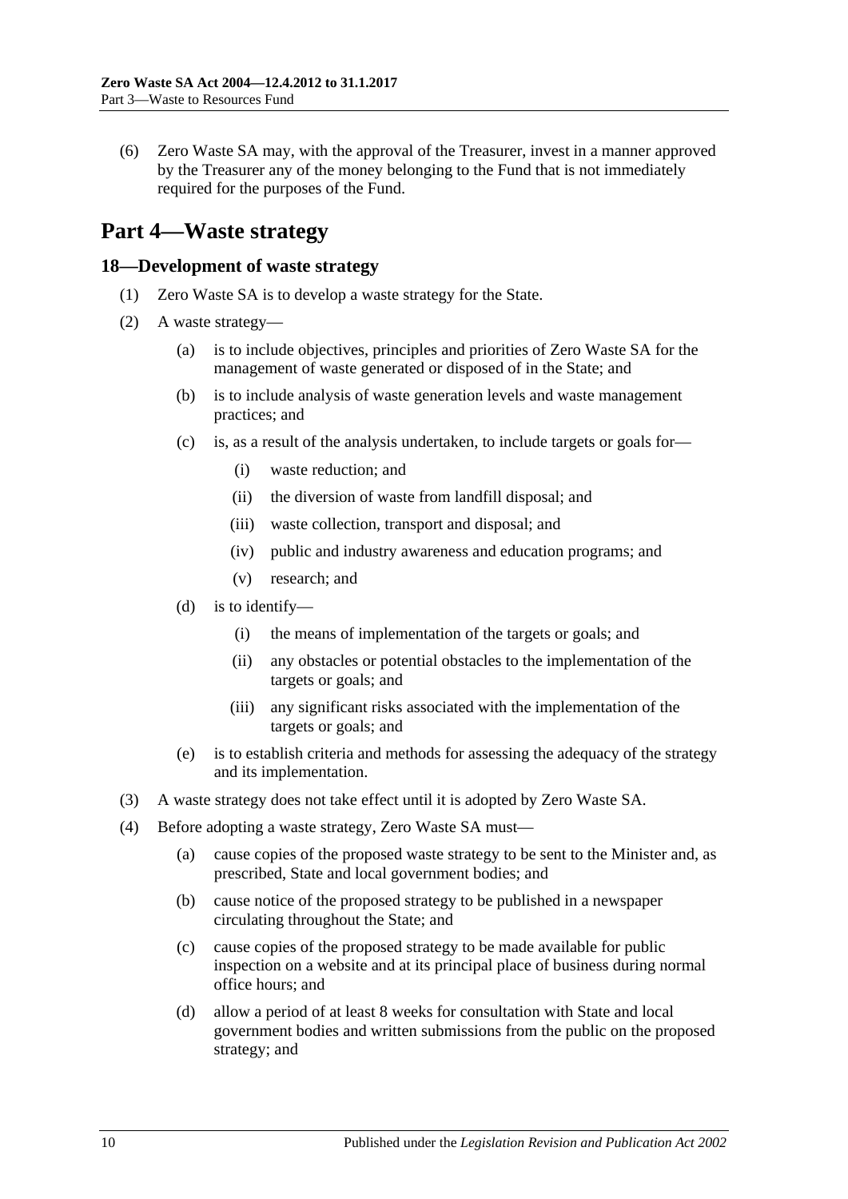(6) Zero Waste SA may, with the approval of the Treasurer, invest in a manner approved by the Treasurer any of the money belonging to the Fund that is not immediately required for the purposes of the Fund.

# Part 4—Waste strategy

## 18—Development of waste strategy

(1) Zero Waste SA is to develop a waste strategy for the State.

(2) A waste strategy—

(a) is to include objectives, principles and priorities of Zero Waste SA for the management of waste generated or disposed of in the State; and

(b) is to include analysis of waste generation levels and waste management practices; and

(c) is, as a result of the analysis undertaken, to include targets or goals for—

(i) waste reduction; and

(ii) the diversion of waste from landfill disposal; and

(iii) waste collection, transport and disposal; and

(iv) public and industry awareness and education programs; and

(v) research; and

(d) is to identify—

(i) the means of implementation of the targets or goals; and

(ii) any obstacles or potential obstacles to the implementation of the targets or goals; and

(iii) any significant risks associated with the implementation of the targets or goals; and

(e) is to establish criteria and methods for assessing the adequacy of the strategy and its implementation.

(3) A waste strategy does not take effect until it is adopted by Zero Waste SA.

(4) Before adopting a waste strategy, Zero Waste SA must—

(a) cause copies of the proposed waste strategy to be sent to the Minister and, as prescribed, State and local government bodies; and

(b) cause notice of the proposed strategy to be published in a newspaper circulating throughout the State; and

(c) cause copies of the proposed strategy to be made available for public inspection on a website and at its principal place of business during normal office hours; and

(d) allow a period of at least 8 weeks for consultation with State and local government bodies and written submissions from the public on the proposed strategy; and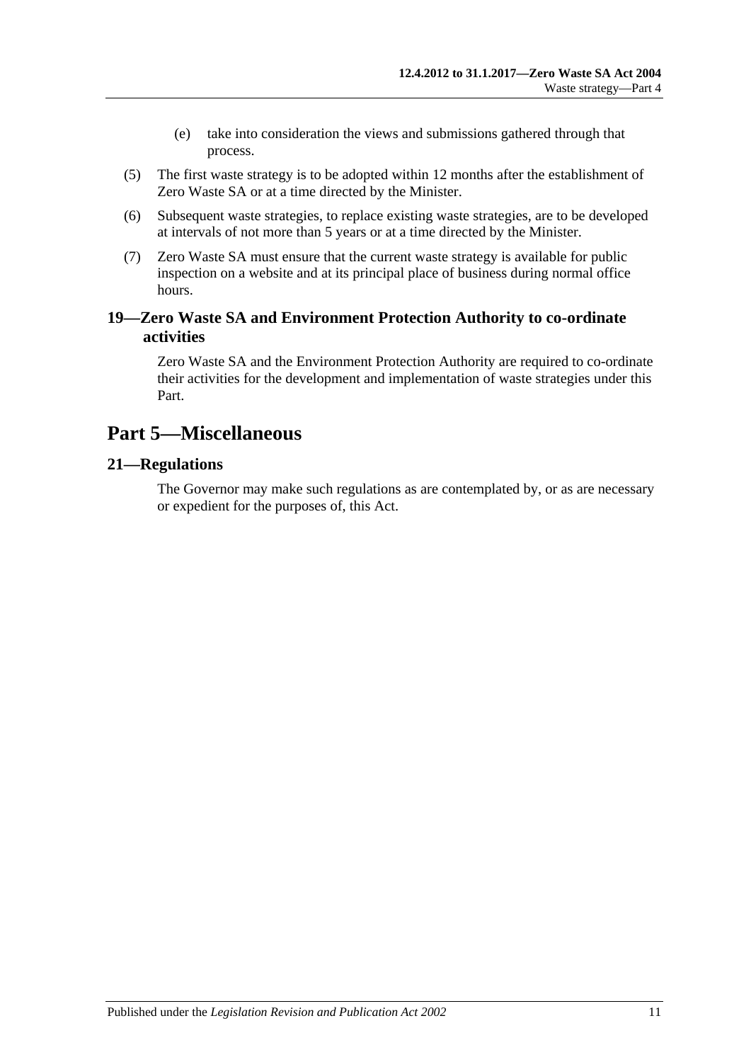(e) take into consideration the views and submissions gathered through that process.

(5) The first waste strategy is to be adopted within 12 months after the establishment of Zero Waste SA or at a time directed by the Minister.

(6) Subsequent waste strategies, to replace existing waste strategies, are to be developed at intervals of not more than 5 years or at a time directed by the Minister.

(7) Zero Waste SA must ensure that the current waste strategy is available for public inspection on a website and at its principal place of business during normal office hours.

### 19—Zero Waste SA and Environment Protection Authority to co-ordinate activities

Zero Waste SA and the Environment Protection Authority are required to co-ordinate their activities for the development and implementation of waste strategies under this Part.

## Part 5—Miscellaneous

### 21—Regulations

The Governor may make such regulations as are contemplated by, or as are necessary or expedient for the purposes of, this Act.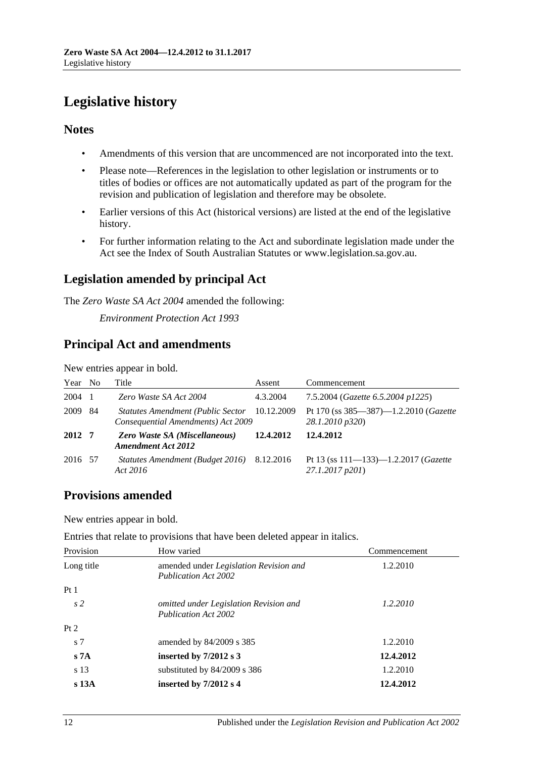# Legislative history

## Notes

- Amendments of this version that are uncommenced are not incorporated into the text.
- Please note—References in the legislation to other legislation or instruments or to titles of bodies or offices are not automatically updated as part of the program for the revision and publication of legislation and therefore may be obsolete.
- Earlier versions of this Act (historical versions) are listed at the end of the legislative history.
- For further information relating to the Act and subordinate legislation made under the Act see the Index of South Australian Statutes or www.legislation.sa.gov.au.

## Legislation amended by principal Act

The *Zero Waste SA Act 2004* amended the following:

*Environment Protection Act 1993*

## Principal Act and amendments

New entries appear in bold.

| Year | No | Title | Assent | Commencement |
|---|---|---|---|---|
| 2004 | 1 | *Zero Waste SA Act 2004* | 4.3.2004 | 7.5.2004 (*Gazette 6.5.2004 p1225*) |
| 2009 | 84 | *Statutes Amendment (Public Sector Consequential Amendments) Act 2009* | 10.12.2009 | Pt 170 (ss 385—387)—1.2.2010 (*Gazette 28.1.2010 p320*) |
| **2012** | **7** | ***Zero Waste SA (Miscellaneous) Amendment Act 2012*** | **12.4.2012** | **12.4.2012** |
| 2016 | 57 | *Statutes Amendment (Budget 2016) Act 2016* | 8.12.2016 | Pt 13 (ss 111—133)—1.2.2017 (*Gazette 27.1.2017 p201*) |

## Provisions amended

New entries appear in bold.

Entries that relate to provisions that have been deleted appear in italics.

| Provision | How varied | Commencement |
|---|---|---|
| Long title | amended under *Legislation Revision and Publication Act 2002* | 1.2.2010 |
| Pt 1 | | |
| *s 2* | *omitted under Legislation Revision and Publication Act 2002* | *1.2.2010* |
| Pt 2 | | |
| s 7 | amended by 84/2009 s 385 | 1.2.2010 |
| **s 7A** | **inserted by 7/2012 s 3** | **12.4.2012** |
| s 13 | substituted by 84/2009 s 386 | 1.2.2010 |
| **s 13A** | **inserted by 7/2012 s 4** | **12.4.2012** |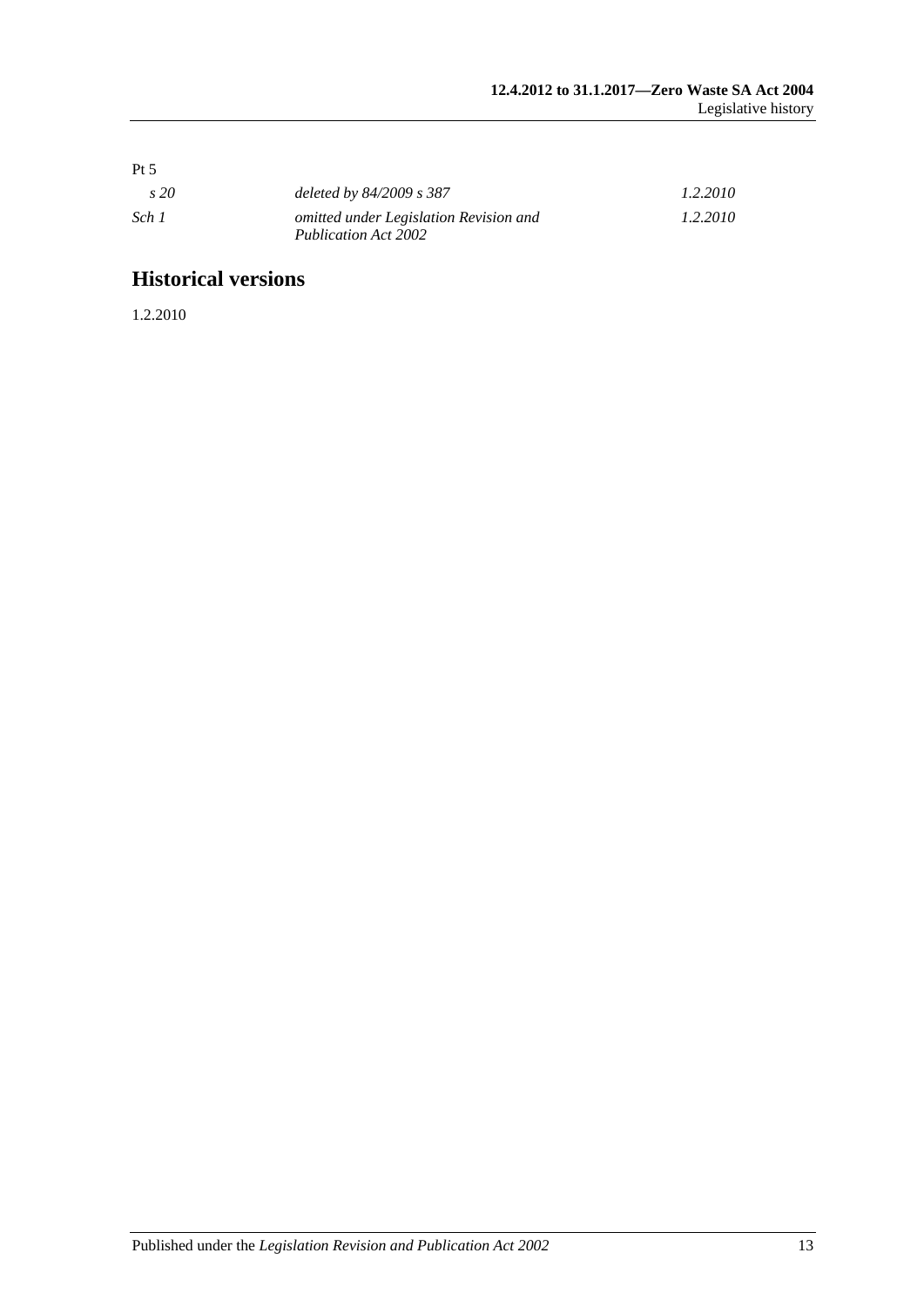Pt 5

| | | |
|---|---|---|
| *s 20* | *deleted by 84/2009 s 387* | *1.2.2010* |
| *Sch 1* | *omitted under Legislation Revision and Publication Act 2002* | *1.2.2010* |

## Historical versions

1.2.2010